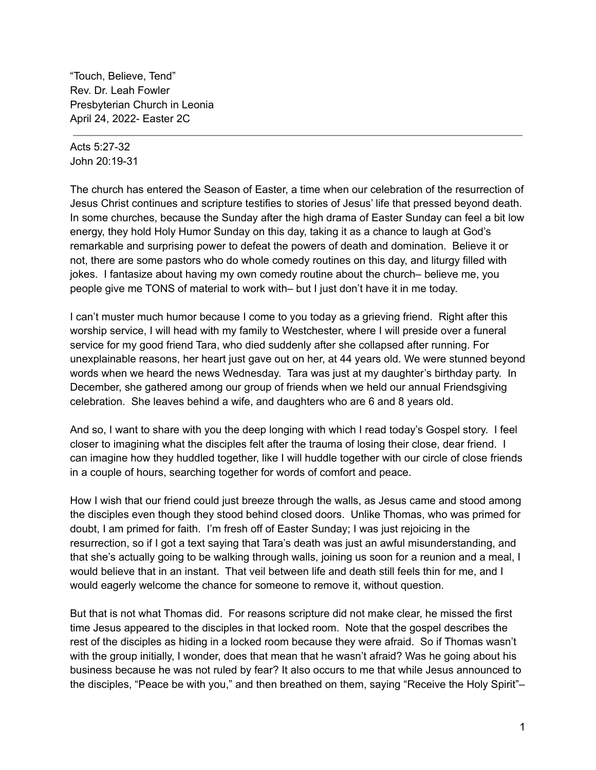"Touch, Believe, Tend"
Rev. Dr. Leah Fowler
Presbyterian Church in Leonia
April 24, 2022- Easter 2C

---

Acts 5:27-32
John 20:19-31

The church has entered the Season of Easter, a time when our celebration of the resurrection of Jesus Christ continues and scripture testifies to stories of Jesus' life that pressed beyond death. In some churches, because the Sunday after the high drama of Easter Sunday can feel a bit low energy, they hold Holy Humor Sunday on this day, taking it as a chance to laugh at God's remarkable and surprising power to defeat the powers of death and domination. Believe it or not, there are some pastors who do whole comedy routines on this day, and liturgy filled with jokes. I fantasize about having my own comedy routine about the church– believe me, you people give me TONS of material to work with– but I just don't have it in me today.

I can't muster much humor because I come to you today as a grieving friend. Right after this worship service, I will head with my family to Westchester, where I will preside over a funeral service for my good friend Tara, who died suddenly after she collapsed after running. For unexplainable reasons, her heart just gave out on her, at 44 years old. We were stunned beyond words when we heard the news Wednesday. Tara was just at my daughter's birthday party. In December, she gathered among our group of friends when we held our annual Friendsgiving celebration. She leaves behind a wife, and daughters who are 6 and 8 years old.

And so, I want to share with you the deep longing with which I read today's Gospel story. I feel closer to imagining what the disciples felt after the trauma of losing their close, dear friend. I can imagine how they huddled together, like I will huddle together with our circle of close friends in a couple of hours, searching together for words of comfort and peace.

How I wish that our friend could just breeze through the walls, as Jesus came and stood among the disciples even though they stood behind closed doors. Unlike Thomas, who was primed for doubt, I am primed for faith. I'm fresh off of Easter Sunday; I was just rejoicing in the resurrection, so if I got a text saying that Tara's death was just an awful misunderstanding, and that she's actually going to be walking through walls, joining us soon for a reunion and a meal, I would believe that in an instant. That veil between life and death still feels thin for me, and I would eagerly welcome the chance for someone to remove it, without question.

But that is not what Thomas did. For reasons scripture did not make clear, he missed the first time Jesus appeared to the disciples in that locked room. Note that the gospel describes the rest of the disciples as hiding in a locked room because they were afraid. So if Thomas wasn't with the group initially, I wonder, does that mean that he wasn't afraid? Was he going about his business because he was not ruled by fear? It also occurs to me that while Jesus announced to the disciples, "Peace be with you," and then breathed on them, saying "Receive the Holy Spirit"–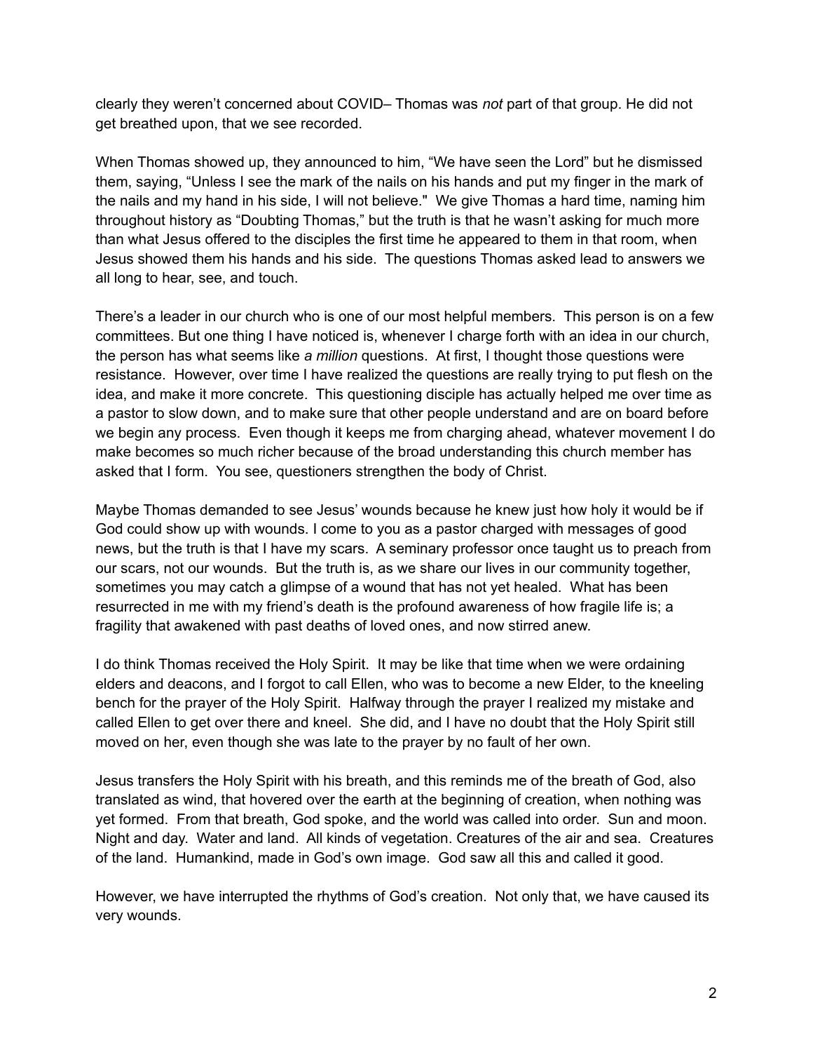clearly they weren't concerned about COVID– Thomas was *not* part of that group. He did not get breathed upon, that we see recorded.

When Thomas showed up, they announced to him, "We have seen the Lord" but he dismissed them, saying, "Unless I see the mark of the nails on his hands and put my finger in the mark of the nails and my hand in his side, I will not believe." We give Thomas a hard time, naming him throughout history as "Doubting Thomas," but the truth is that he wasn't asking for much more than what Jesus offered to the disciples the first time he appeared to them in that room, when Jesus showed them his hands and his side. The questions Thomas asked lead to answers we all long to hear, see, and touch.

There's a leader in our church who is one of our most helpful members. This person is on a few committees. But one thing I have noticed is, whenever I charge forth with an idea in our church, the person has what seems like *a million* questions. At first, I thought those questions were resistance. However, over time I have realized the questions are really trying to put flesh on the idea, and make it more concrete. This questioning disciple has actually helped me over time as a pastor to slow down, and to make sure that other people understand and are on board before we begin any process. Even though it keeps me from charging ahead, whatever movement I do make becomes so much richer because of the broad understanding this church member has asked that I form. You see, questioners strengthen the body of Christ.

Maybe Thomas demanded to see Jesus' wounds because he knew just how holy it would be if God could show up with wounds. I come to you as a pastor charged with messages of good news, but the truth is that I have my scars. A seminary professor once taught us to preach from our scars, not our wounds. But the truth is, as we share our lives in our community together, sometimes you may catch a glimpse of a wound that has not yet healed. What has been resurrected in me with my friend's death is the profound awareness of how fragile life is; a fragility that awakened with past deaths of loved ones, and now stirred anew.

I do think Thomas received the Holy Spirit. It may be like that time when we were ordaining elders and deacons, and I forgot to call Ellen, who was to become a new Elder, to the kneeling bench for the prayer of the Holy Spirit. Halfway through the prayer I realized my mistake and called Ellen to get over there and kneel. She did, and I have no doubt that the Holy Spirit still moved on her, even though she was late to the prayer by no fault of her own.

Jesus transfers the Holy Spirit with his breath, and this reminds me of the breath of God, also translated as wind, that hovered over the earth at the beginning of creation, when nothing was yet formed. From that breath, God spoke, and the world was called into order. Sun and moon. Night and day. Water and land. All kinds of vegetation. Creatures of the air and sea. Creatures of the land. Humankind, made in God's own image. God saw all this and called it good.

However, we have interrupted the rhythms of God's creation. Not only that, we have caused its very wounds.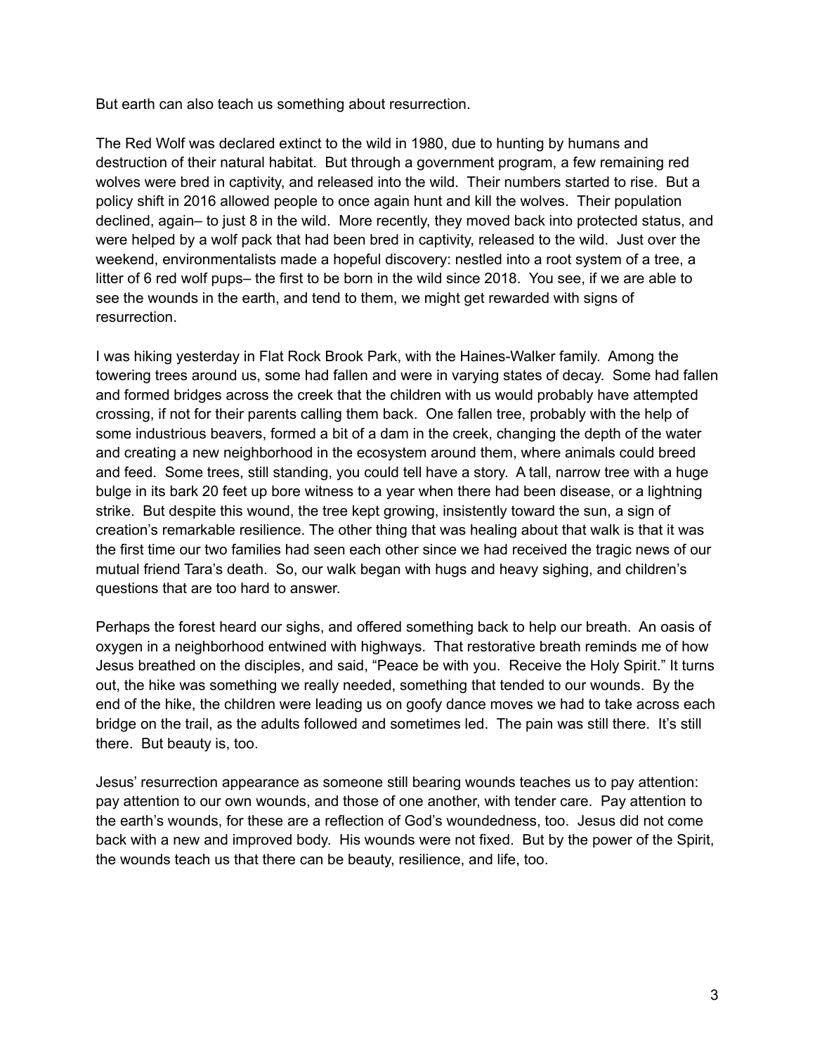But earth can also teach us something about resurrection.

The Red Wolf was declared extinct to the wild in 1980, due to hunting by humans and destruction of their natural habitat. But through a government program, a few remaining red wolves were bred in captivity, and released into the wild. Their numbers started to rise. But a policy shift in 2016 allowed people to once again hunt and kill the wolves. Their population declined, again– to just 8 in the wild. More recently, they moved back into protected status, and were helped by a wolf pack that had been bred in captivity, released to the wild. Just over the weekend, environmentalists made a hopeful discovery: nestled into a root system of a tree, a litter of 6 red wolf pups– the first to be born in the wild since 2018. You see, if we are able to see the wounds in the earth, and tend to them, we might get rewarded with signs of resurrection.

I was hiking yesterday in Flat Rock Brook Park, with the Haines-Walker family. Among the towering trees around us, some had fallen and were in varying states of decay. Some had fallen and formed bridges across the creek that the children with us would probably have attempted crossing, if not for their parents calling them back. One fallen tree, probably with the help of some industrious beavers, formed a bit of a dam in the creek, changing the depth of the water and creating a new neighborhood in the ecosystem around them, where animals could breed and feed. Some trees, still standing, you could tell have a story. A tall, narrow tree with a huge bulge in its bark 20 feet up bore witness to a year when there had been disease, or a lightning strike. But despite this wound, the tree kept growing, insistently toward the sun, a sign of creation's remarkable resilience. The other thing that was healing about that walk is that it was the first time our two families had seen each other since we had received the tragic news of our mutual friend Tara's death. So, our walk began with hugs and heavy sighing, and children's questions that are too hard to answer.

Perhaps the forest heard our sighs, and offered something back to help our breath. An oasis of oxygen in a neighborhood entwined with highways. That restorative breath reminds me of how Jesus breathed on the disciples, and said, "Peace be with you. Receive the Holy Spirit." It turns out, the hike was something we really needed, something that tended to our wounds. By the end of the hike, the children were leading us on goofy dance moves we had to take across each bridge on the trail, as the adults followed and sometimes led. The pain was still there. It's still there. But beauty is, too.

Jesus' resurrection appearance as someone still bearing wounds teaches us to pay attention: pay attention to our own wounds, and those of one another, with tender care. Pay attention to the earth's wounds, for these are a reflection of God's woundedness, too. Jesus did not come back with a new and improved body. His wounds were not fixed. But by the power of the Spirit, the wounds teach us that there can be beauty, resilience, and life, too.